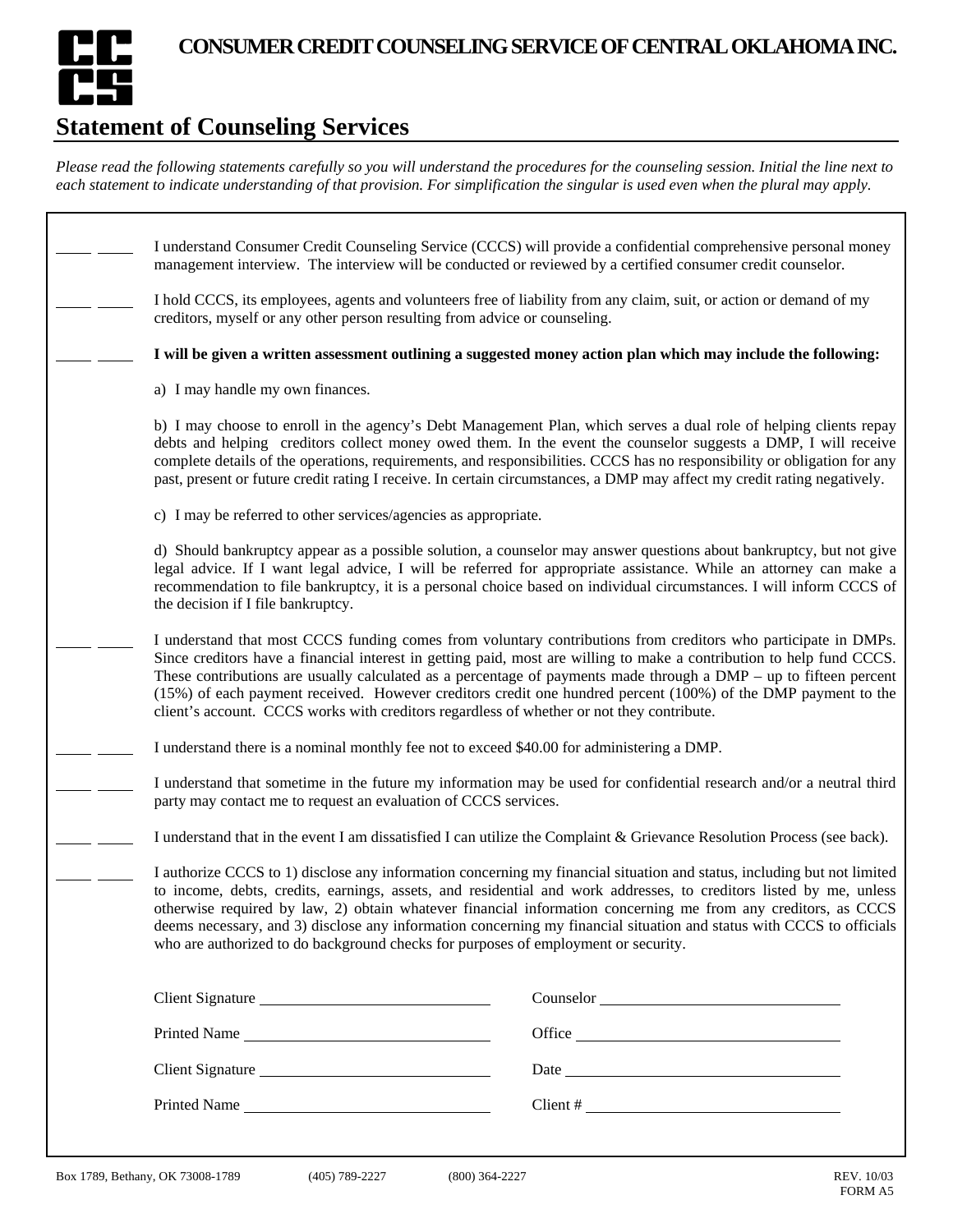# CONSUMER CREDIT COUNSELING SERVICE OF CENTRAL OKLAHOMA INC.

## Statement of Counseling Services

*Please read the following statements carefully so you will understand the procedures for the counseling session. Initial the line next to each statement to indicate understanding of that provision. For simplification the singular is used even when the plural may apply.*

____ ____ I understand Consumer Credit Counseling Service (CCCS) will provide a confidential comprehensive personal money management interview. The interview will be conducted or reviewed by a certified consumer credit counselor.

____ ____ I hold CCCS, its employees, agents and volunteers free of liability from any claim, suit, or action or demand of my creditors, myself or any other person resulting from advice or counseling.

____ ____ **I will be given a written assessment outlining a suggested money action plan which may include the following:**

a) I may handle my own finances.

b) I may choose to enroll in the agency's Debt Management Plan, which serves a dual role of helping clients repay debts and helping creditors collect money owed them. In the event the counselor suggests a DMP, I will receive complete details of the operations, requirements, and responsibilities. CCCS has no responsibility or obligation for any past, present or future credit rating I receive. In certain circumstances, a DMP may affect my credit rating negatively.

c) I may be referred to other services/agencies as appropriate.

d) Should bankruptcy appear as a possible solution, a counselor may answer questions about bankruptcy, but not give legal advice. If I want legal advice, I will be referred for appropriate assistance. While an attorney can make a recommendation to file bankruptcy, it is a personal choice based on individual circumstances. I will inform CCCS of the decision if I file bankruptcy.

____ ____ I understand that most CCCS funding comes from voluntary contributions from creditors who participate in DMPs. Since creditors have a financial interest in getting paid, most are willing to make a contribution to help fund CCCS. These contributions are usually calculated as a percentage of payments made through a DMP – up to fifteen percent (15%) of each payment received. However creditors credit one hundred percent (100%) of the DMP payment to the client's account. CCCS works with creditors regardless of whether or not they contribute.

____ ____ I understand there is a nominal monthly fee not to exceed $40.00 for administering a DMP.

____ ____ I understand that sometime in the future my information may be used for confidential research and/or a neutral third party may contact me to request an evaluation of CCCS services.

____ ____ I understand that in the event I am dissatisfied I can utilize the Complaint & Grievance Resolution Process (see back).

____ ____ I authorize CCCS to 1) disclose any information concerning my financial situation and status, including but not limited to income, debts, credits, earnings, assets, and residential and work addresses, to creditors listed by me, unless otherwise required by law, 2) obtain whatever financial information concerning me from any creditors, as CCCS deems necessary, and 3) disclose any information concerning my financial situation and status with CCCS to officials who are authorized to do background checks for purposes of employment or security.

Client Signature ______________________ Counselor ______________________

Printed Name ______________________ Office ______________________

Client Signature ______________________ Date ______________________

Printed Name ______________________ Client # ______________________

Box 1789, Bethany, OK 73008-1789 (405) 789-2227 (800) 364-2227 REV. 10/03 FORM A5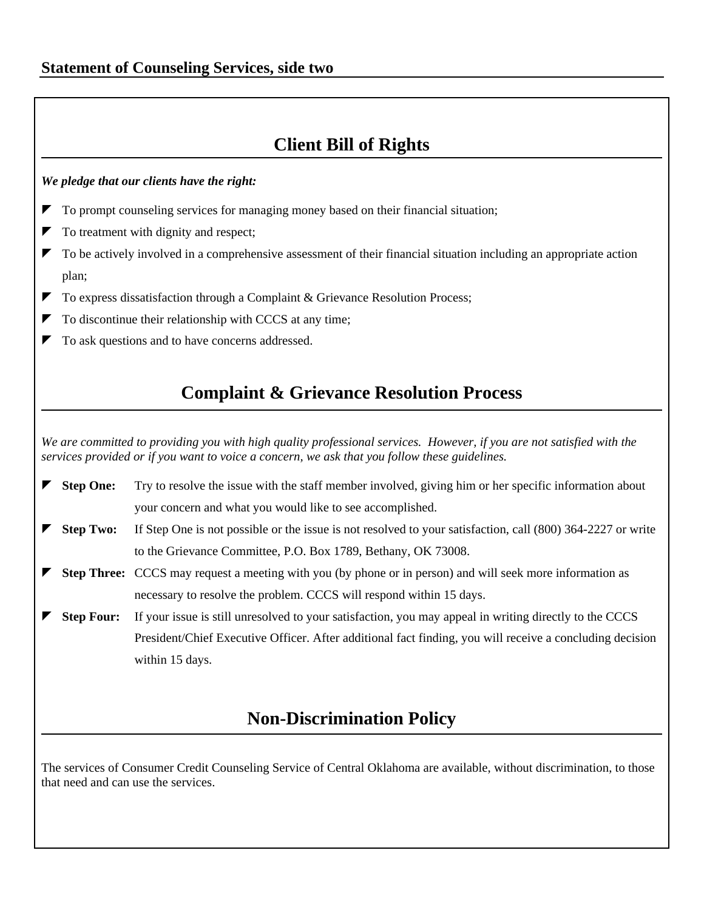**Statement of Counseling Services, side two**

## Client Bill of Rights

***We pledge that our clients have the right:***

- To prompt counseling services for managing money based on their financial situation;
- To treatment with dignity and respect;
- To be actively involved in a comprehensive assessment of their financial situation including an appropriate action plan;
- To express dissatisfaction through a Complaint & Grievance Resolution Process;
- To discontinue their relationship with CCCS at any time;
- To ask questions and to have concerns addressed.

## Complaint & Grievance Resolution Process

*We are committed to providing you with high quality professional services. However, if you are not satisfied with the services provided or if you want to voice a concern, we ask that you follow these guidelines.*

- **Step One:** Try to resolve the issue with the staff member involved, giving him or her specific information about your concern and what you would like to see accomplished.
- **Step Two:** If Step One is not possible or the issue is not resolved to your satisfaction, call (800) 364-2227 or write to the Grievance Committee, P.O. Box 1789, Bethany, OK 73008.
- **Step Three:** CCCS may request a meeting with you (by phone or in person) and will seek more information as necessary to resolve the problem. CCCS will respond within 15 days.
- **Step Four:** If your issue is still unresolved to your satisfaction, you may appeal in writing directly to the CCCS President/Chief Executive Officer. After additional fact finding, you will receive a concluding decision within 15 days.

## Non-Discrimination Policy

The services of Consumer Credit Counseling Service of Central Oklahoma are available, without discrimination, to those that need and can use the services.